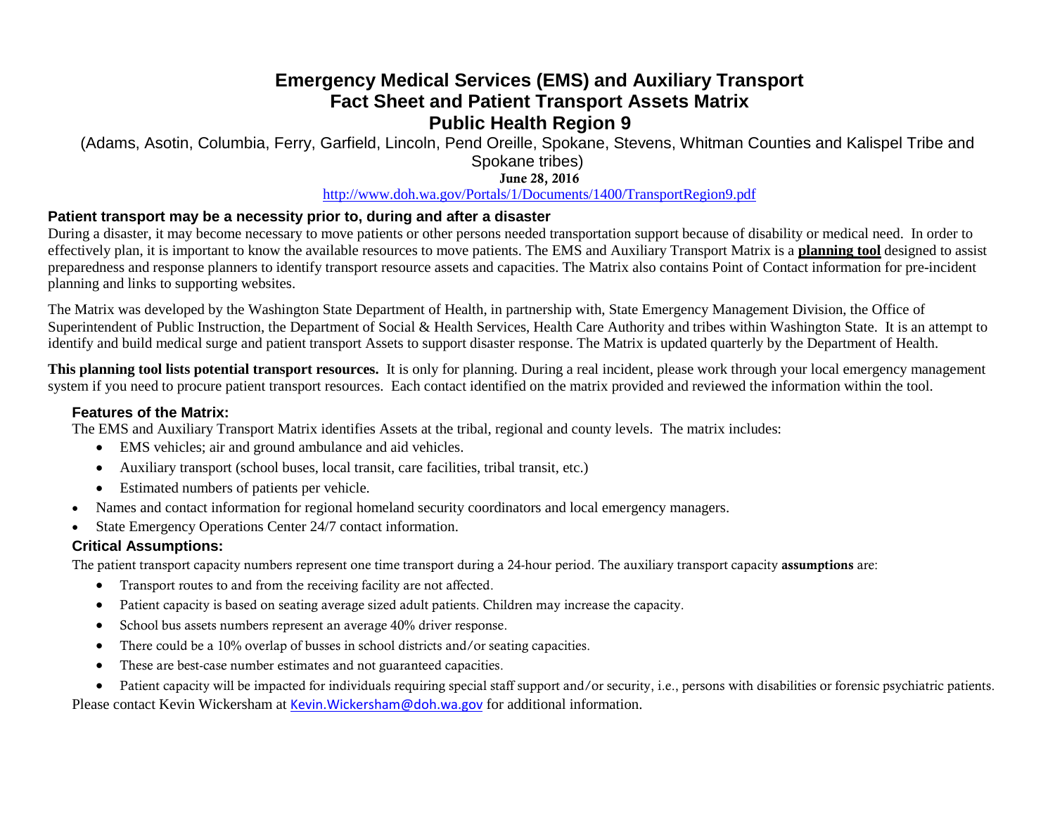# Emergency Medical Services (EMS) and Auxiliary Transport Fact Sheet and Patient Transport Assets Matrix Public Health Region 9

(Adams, Asotin, Columbia, Ferry, Garfield, Lincoln, Pend Oreille, Spokane, Stevens, Whitman Counties and Kalispel Tribe and Spokane tribes)

**June 28, 2016**

http://www.doh.wa.gov/Portals/1/Documents/1400/TransportRegion9.pdf

### Patient transport may be a necessity prior to, during and after a disaster

During a disaster, it may become necessary to move patients or other persons needed transportation support because of disability or medical need. In order to effectively plan, it is important to know the available resources to move patients. The EMS and Auxiliary Transport Matrix is a **planning tool** designed to assist preparedness and response planners to identify transport resource assets and capacities. The Matrix also contains Point of Contact information for pre-incident planning and links to supporting websites.

The Matrix was developed by the Washington State Department of Health, in partnership with, State Emergency Management Division, the Office of Superintendent of Public Instruction, the Department of Social & Health Services, Health Care Authority and tribes within Washington State. It is an attempt to identify and build medical surge and patient transport Assets to support disaster response. The Matrix is updated quarterly by the Department of Health.

**This planning tool lists potential transport resources.** It is only for planning. During a real incident, please work through your local emergency management system if you need to procure patient transport resources. Each contact identified on the matrix provided and reviewed the information within the tool.

### Features of the Matrix:

The EMS and Auxiliary Transport Matrix identifies Assets at the tribal, regional and county levels. The matrix includes:

- EMS vehicles; air and ground ambulance and aid vehicles.
- Auxiliary transport (school buses, local transit, care facilities, tribal transit, etc.)
- Estimated numbers of patients per vehicle.
- Names and contact information for regional homeland security coordinators and local emergency managers.
- State Emergency Operations Center 24/7 contact information.

### Critical Assumptions:

The patient transport capacity numbers represent one time transport during a 24-hour period. The auxiliary transport capacity **assumptions** are:

- Transport routes to and from the receiving facility are not affected.
- Patient capacity is based on seating average sized adult patients. Children may increase the capacity.
- School bus assets numbers represent an average 40% driver response.
- There could be a 10% overlap of busses in school districts and/or seating capacities.
- These are best-case number estimates and not guaranteed capacities.
- Patient capacity will be impacted for individuals requiring special staff support and/or security, i.e., persons with disabilities or forensic psychiatric patients.

Please contact Kevin Wickersham at Kevin.Wickersham@doh.wa.gov for additional information.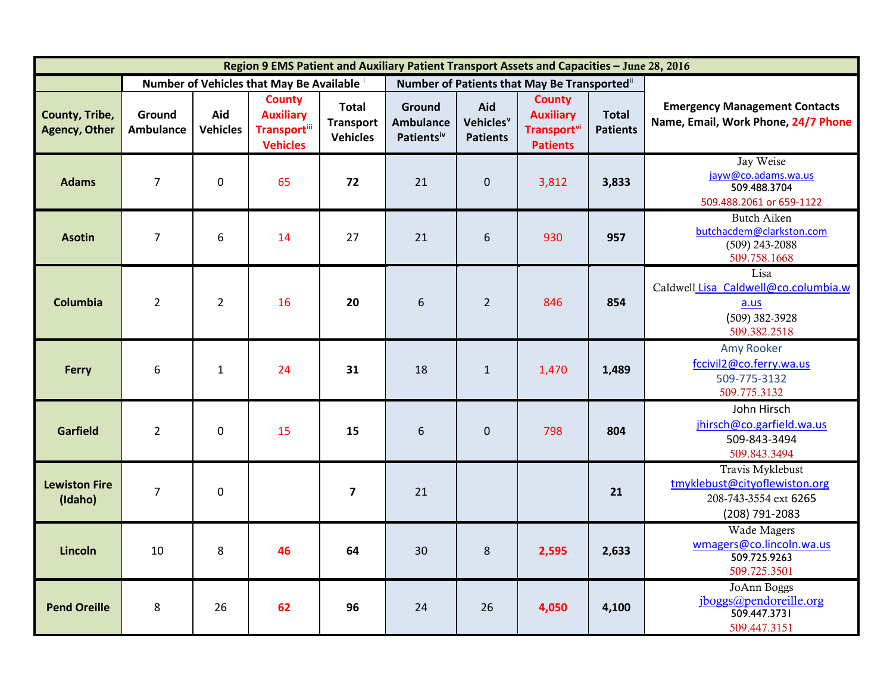| Region 9 EMS Patient and Auxiliary Patient Transport Assets and Capacities – June 28, 2016 | | | | | | | | | |
|---|---|---|---|---|---|---|---|---|---|
| | Number of Vehicles that May Be Available [i] | | | | Number of Patients that May Be Transported[ii] | | | | |
| County, Tribe, Agency, Other | Ground Ambulance | Aid Vehicles | County Auxiliary Transport[iii] Vehicles | Total Transport Vehicles | Ground Ambulance Patients[iv] | Aid Vehicles[v] Patients | County Auxiliary Transport[vi] Patients | Total Patients | Emergency Management Contacts Name, Email, Work Phone, 24/7 Phone |
| **Adams** | 7 | 0 | 65 | **72** | 21 | 0 | 3,812 | **3,833** | Jay Weise jayw@co.adams.wa.us 509.488.3704 509.488.2061 or 659-1122 |
| **Asotin** | 7 | 6 | 14 | 27 | 21 | 6 | 930 | **957** | Butch Aiken butchacdem@clarkston.com (509) 243-2088 509.758.1668 |
| **Columbia** | 2 | 2 | 16 | **20** | 6 | 2 | 846 | **854** | Lisa Caldwell Lisa_Caldwell@co.columbia.wa.us (509) 382-3928 509.382.2518 |
| **Ferry** | 6 | 1 | 24 | **31** | 18 | 1 | 1,470 | **1,489** | Amy Rooker fccivil2@co.ferry.wa.us 509-775-3132 509.775.3132 |
| **Garfield** | 2 | 0 | 15 | **15** | 6 | 0 | 798 | **804** | John Hirsch jhirsch@co.garfield.wa.us 509-843-3494 509.843.3494 |
| **Lewiston Fire (Idaho)** | 7 | 0 | | **7** | 21 | | | **21** | Travis Myklebust tmyklebust@cityoflewiston.org 208-743-3554 ext 6265 (208) 791-2083 |
| **Lincoln** | 10 | 8 | **46** | **64** | 30 | 8 | **2,595** | **2,633** | Wade Magers wmagers@co.lincoln.wa.us 509.725.9263 509.725.3501 |
| **Pend Oreille** | 8 | 26 | **62** | **96** | 24 | 26 | **4,050** | **4,100** | JoAnn Boggs jboggs@pendoreille.org 509.447.3731 509.447.3151 |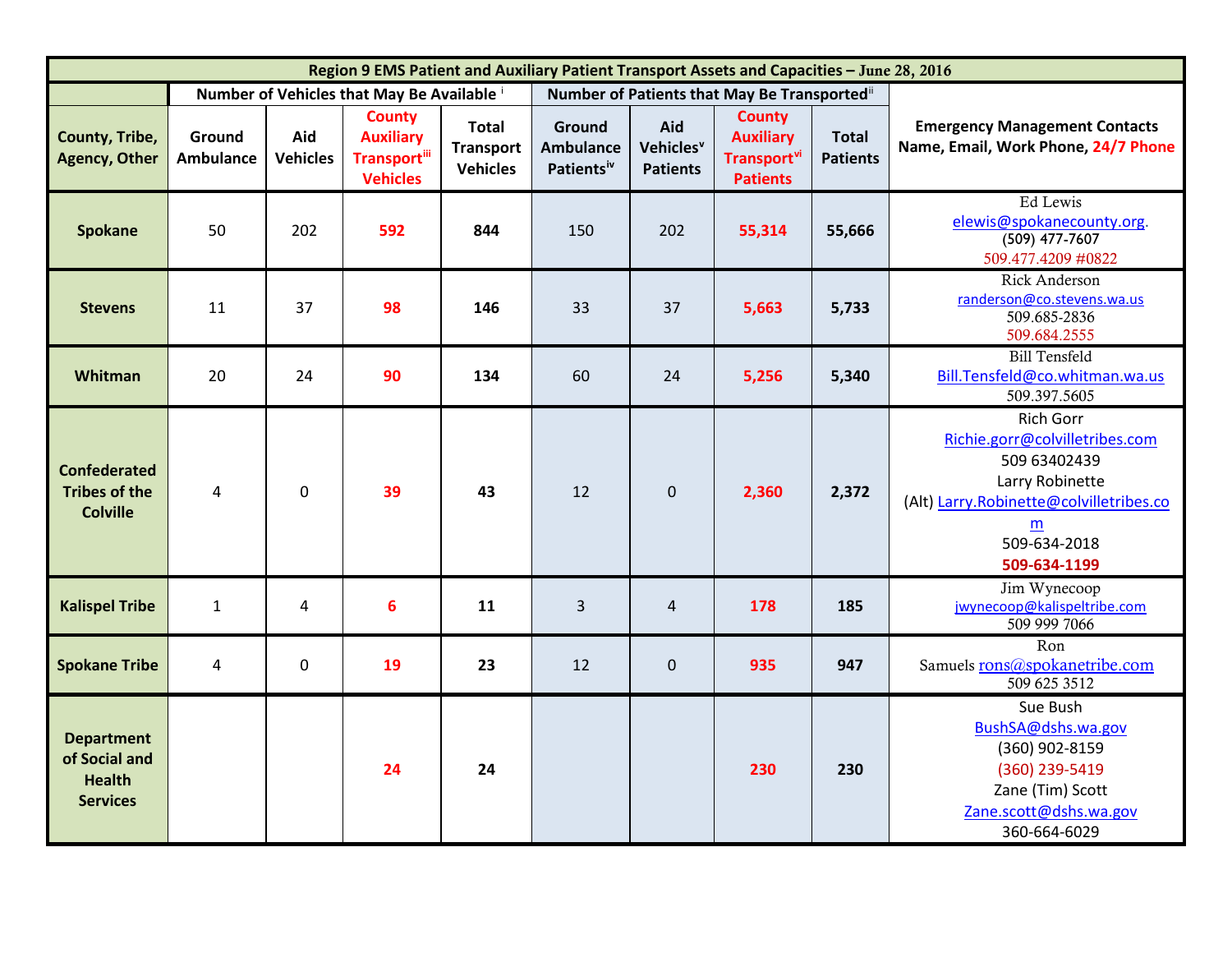| Region 9 EMS Patient and Auxiliary Patient Transport Assets and Capacities – June 28, 2016 | | | | | | | | | |
|---|---|---|---|---|---|---|---|---|---|
| | Number of Vehicles that May Be Available [i] | | | | Number of Patients that May Be Transported[ii] | | | | |
| County, Tribe, Agency, Other | Ground Ambulance | Aid Vehicles | County Auxiliary Transport[iii] Vehicles | Total Transport Vehicles | Ground Ambulance Patients[iv] | Aid Vehicles[v] Patients | County Auxiliary Transport[vi] Patients | Total Patients | Emergency Management Contacts Name, Email, Work Phone, 24/7 Phone |
| **Spokane** | 50 | 202 | **592** | **844** | 150 | 202 | **55,314** | **55,666** | Ed Lewis elewis@spokanecounty.org. (509) 477-7607 509.477.4209 #0822 |
| **Stevens** | 11 | 37 | **98** | **146** | 33 | 37 | **5,663** | **5,733** | Rick Anderson randerson@co.stevens.wa.us 509.685-2836 509.684.2555 |
| **Whitman** | 20 | 24 | **90** | **134** | 60 | 24 | **5,256** | **5,340** | Bill Tensfeld Bill.Tensfeld@co.whitman.wa.us 509.397.5605 |
| **Confederated Tribes of the Colville** | 4 | 0 | **39** | **43** | 12 | 0 | **2,360** | **2,372** | Rich Gorr Richie.gorr@colvilletribes.com 509 63402439 Larry Robinette (Alt) Larry.Robinette@colvilletribes.com 509-634-2018 **509-634-1199** |
| **Kalispel Tribe** | 1 | 4 | **6** | **11** | 3 | 4 | **178** | **185** | Jim Wynecoop jwynecoop@kalispeltribe.com 509 999 7066 |
| **Spokane Tribe** | 4 | 0 | **19** | **23** | 12 | 0 | **935** | **947** | Ron Samuels rons@spokanetribe.com 509 625 3512 |
| **Department of Social and Health Services** | | | **24** | **24** | | | **230** | **230** | Sue Bush BushSA@dshs.wa.gov (360) 902-8159 (360) 239-5419 Zane (Tim) Scott Zane.scott@dshs.wa.gov 360-664-6029 |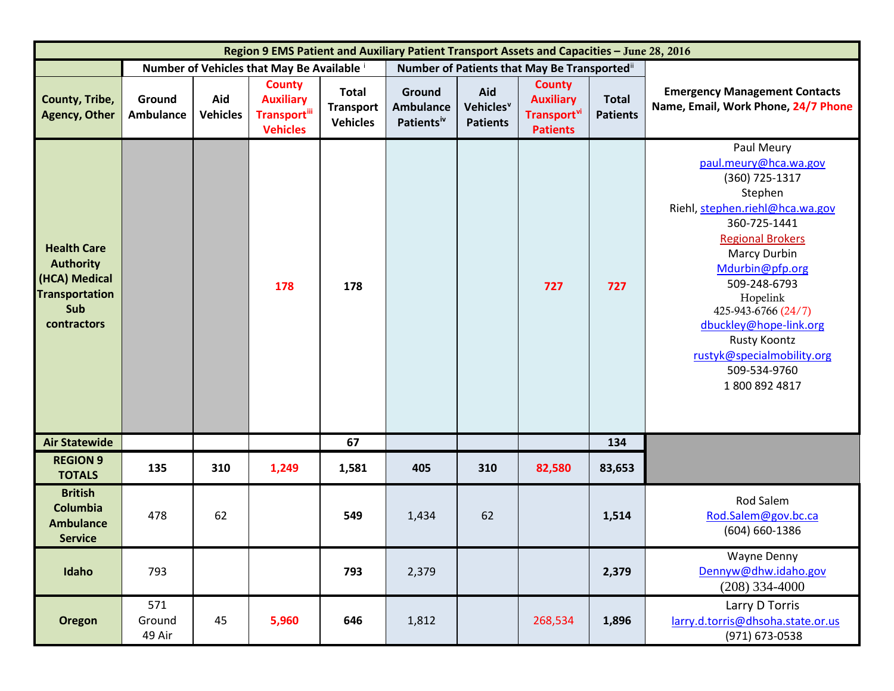| Region 9 EMS Patient and Auxiliary Patient Transport Assets and Capacities – June 28, 2016 | | | | | | | | | |
|---|---|---|---|---|---|---|---|---|---|
| | Number of Vehicles that May Be Available [i] | | | | Number of Patients that May Be Transported [ii] | | | | |
| County, Tribe, Agency, Other | Ground Ambulance | Aid Vehicles | County Auxiliary Transport[iii] Vehicles | Total Transport Vehicles | Ground Ambulance Patients[iv] | Aid Vehicles[v] Patients | County Auxiliary Transport[vi] Patients | Total Patients | Emergency Management Contacts Name, Email, Work Phone, 24/7 Phone |
| Health Care Authority (HCA) Medical Transportation Sub contractors | | | 178 | 178 | | | 727 | 727 | Paul Meury paul.meury@hca.wa.gov (360) 725-1317 Stephen Riehl, stephen.riehl@hca.wa.gov 360-725-1441 Regional Brokers Marcy Durbin Mdurbin@pfp.org 509-248-6793 Hopelink 425-943-6766 (24/7) dbuckley@hope-link.org Rusty Koontz rustyk@specialmobility.org 509-534-9760 1 800 892 4817 |
| Air Statewide | | | | 67 | | | | 134 | |
| REGION 9 TOTALS | 135 | 310 | 1,249 | 1,581 | 405 | 310 | 82,580 | 83,653 | |
| British Columbia Ambulance Service | 478 | 62 | | 549 | 1,434 | 62 | | 1,514 | Rod Salem Rod.Salem@gov.bc.ca (604) 660-1386 |
| Idaho | 793 | | | 793 | 2,379 | | | 2,379 | Wayne Denny Dennyw@dhw.idaho.gov (208) 334-4000 |
| Oregon | 571 Ground 49 Air | 45 | 5,960 | 646 | 1,812 | | 268,534 | 1,896 | Larry D Torris larry.d.torris@dhsoha.state.or.us (971) 673-0538 |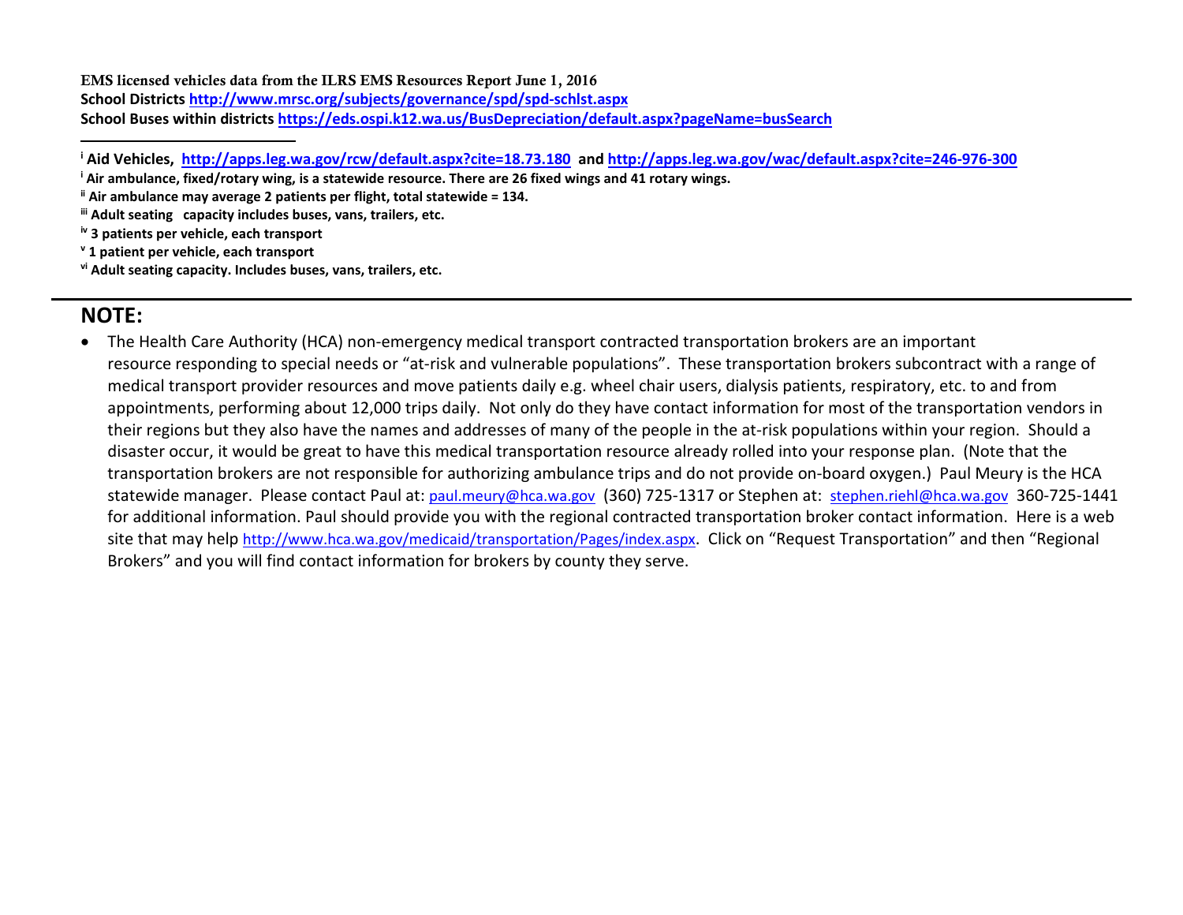**EMS licensed vehicles data from the ILRS EMS Resources Report June 1, 2016**

**School Districts http://www.mrsc.org/subjects/governance/spd/spd-schlst.aspx**

**School Buses within districts https://eds.ospi.k12.wa.us/BusDepreciation/default.aspx?pageName=busSearch**

---

[i] **Aid Vehicles, http://apps.leg.wa.gov/rcw/default.aspx?cite=18.73.180 and http://apps.leg.wa.gov/wac/default.aspx?cite=246-976-300**

[i] **Air ambulance, fixed/rotary wing, is a statewide resource. There are 26 fixed wings and 41 rotary wings.**

[ii] **Air ambulance may average 2 patients per flight, total statewide = 134.**

[iii] **Adult seating capacity includes buses, vans, trailers, etc.**

[iv] **3 patients per vehicle, each transport**

[v] **1 patient per vehicle, each transport**

[vi] **Adult seating capacity. Includes buses, vans, trailers, etc.**

---

## NOTE:

- The Health Care Authority (HCA) non-emergency medical transport contracted transportation brokers are an important resource responding to special needs or "at-risk and vulnerable populations". These transportation brokers subcontract with a range of medical transport provider resources and move patients daily e.g. wheel chair users, dialysis patients, respiratory, etc. to and from appointments, performing about 12,000 trips daily. Not only do they have contact information for most of the transportation vendors in their regions but they also have the names and addresses of many of the people in the at-risk populations within your region. Should a disaster occur, it would be great to have this medical transportation resource already rolled into your response plan. (Note that the transportation brokers are not responsible for authorizing ambulance trips and do not provide on-board oxygen.) Paul Meury is the HCA statewide manager. Please contact Paul at: paul.meury@hca.wa.gov (360) 725-1317 or Stephen at: stephen.riehl@hca.wa.gov 360-725-1441 for additional information. Paul should provide you with the regional contracted transportation broker contact information. Here is a web site that may help http://www.hca.wa.gov/medicaid/transportation/Pages/index.aspx. Click on "Request Transportation" and then "Regional Brokers" and you will find contact information for brokers by county they serve.